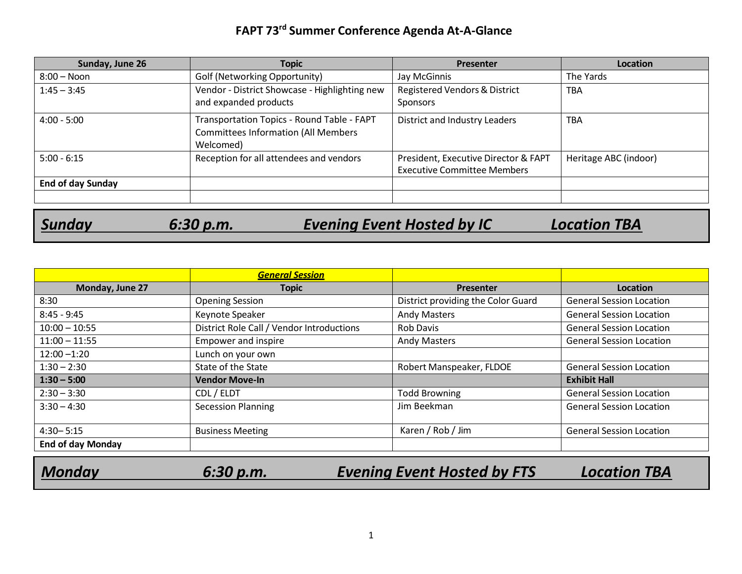# FAPT 73rd Summer Conference Agenda At-A-Glance

| Sunday, June 26 | Topic | Presenter | Location |
|---|---|---|---|
| 8:00 – Noon | Golf (Networking Opportunity) | Jay McGinnis | The Yards |
| 1:45 – 3:45 | Vendor - District Showcase - Highlighting new and expanded products | Registered Vendors & District Sponsors | TBA |
| 4:00 - 5:00 | Transportation Topics - Round Table - FAPT Committees Information (All Members Welcomed) | District and Industry Leaders | TBA |
| 5:00 - 6:15 | Reception for all attendees and vendors | President, Executive Director & FAPT Executive Committee Members | Heritage ABC (indoor) |
| **End of day Sunday** | | | |
| | | | |

***Sunday 6:30 p.m. Evening Event Hosted by IC Location TBA***

| | ***General Session*** | | |
|---|---|---|---|
| **Monday, June 27** | **Topic** | **Presenter** | **Location** |
| 8:30 | Opening Session | District providing the Color Guard | General Session Location |
| 8:45 - 9:45 | Keynote Speaker | Andy Masters | General Session Location |
| 10:00 – 10:55 | District Role Call / Vendor Introductions | Rob Davis | General Session Location |
| 11:00 – 11:55 | Empower and inspire | Andy Masters | General Session Location |
| 12:00 –1:20 | Lunch on your own | | |
| 1:30 – 2:30 | State of the State | Robert Manspeaker, FLDOE | General Session Location |
| **1:30 – 5:00** | **Vendor Move-In** | | **Exhibit Hall** |
| 2:30 – 3:30 | CDL / ELDT | Todd Browning | General Session Location |
| 3:30 – 4:30 | Secession Planning | Jim Beekman | General Session Location |
| 4:30– 5:15 | Business Meeting | Karen / Rob / Jim | General Session Location |
| **End of day Monday** | | | |

***Monday 6:30 p.m. Evening Event Hosted by FTS Location TBA***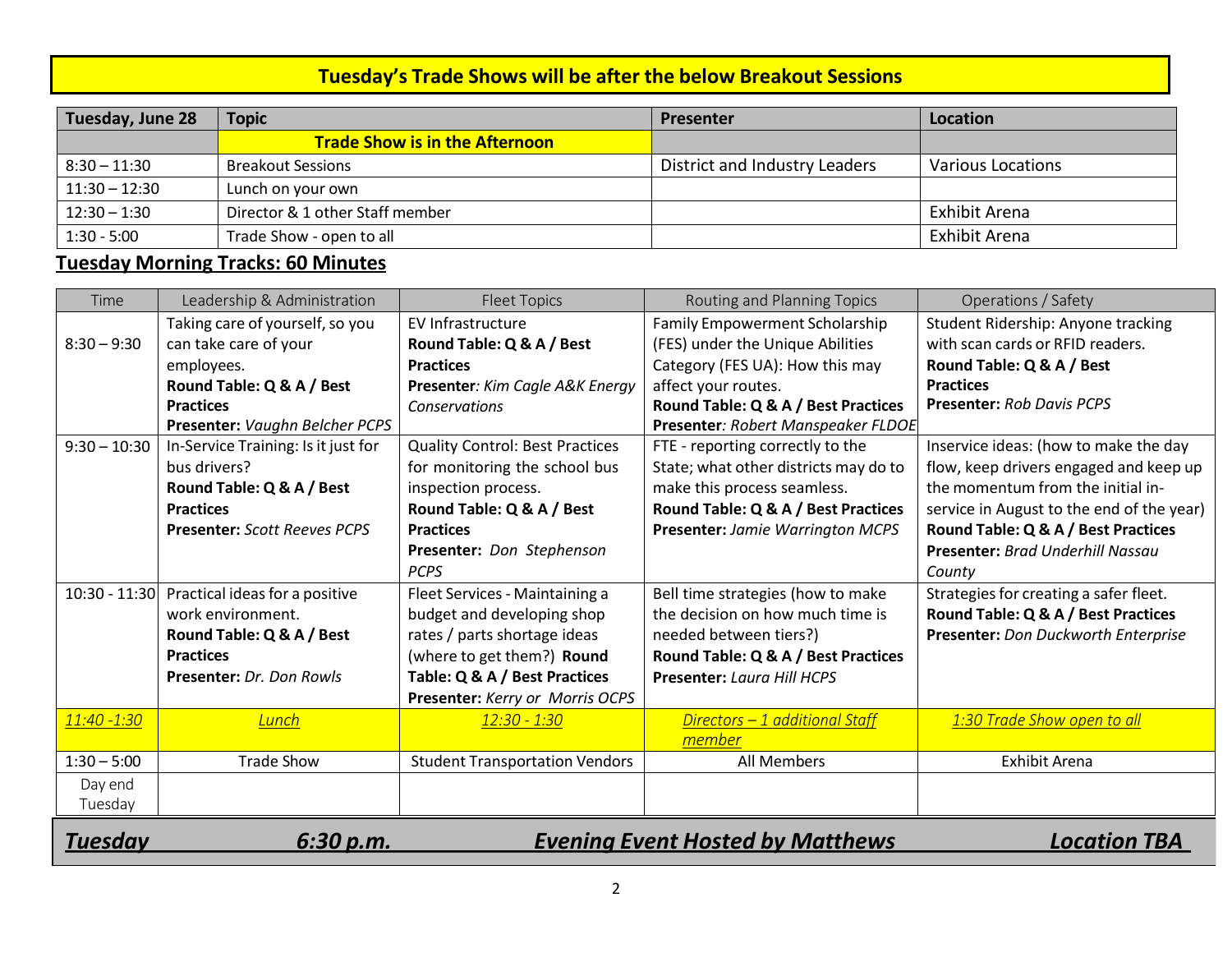**Tuesday's Trade Shows will be after the below Breakout Sessions**

| Tuesday, June 28 | Topic | Presenter | Location |
|---|---|---|---|
| | **Trade Show is in the Afternoon** | | |
| 8:30 – 11:30 | Breakout Sessions | District and Industry Leaders | Various Locations |
| 11:30 – 12:30 | Lunch on your own | | |
| 12:30 – 1:30 | Director & 1 other Staff member | | Exhibit Arena |
| 1:30 - 5:00 | Trade Show - open to all | | Exhibit Arena |

## Tuesday Morning Tracks: 60 Minutes

| Time | Leadership & Administration | Fleet Topics | Routing and Planning Topics | Operations / Safety |
|---|---|---|---|---|
| 8:30 – 9:30 | Taking care of yourself, so you can take care of your employees. **Round Table: Q & A / Best Practices** **Presenter:** *Vaughn Belcher PCPS* | EV Infrastructure **Round Table: Q & A / Best Practices** **Presenter***: Kim Cagle A&K Energy Conservations* | Family Empowerment Scholarship (FES) under the Unique Abilities Category (FES UA): How this may affect your routes. **Round Table: Q & A / Best Practices** **Presenter***: Robert Manspeaker FLDOE* | Student Ridership: Anyone tracking with scan cards or RFID readers. **Round Table: Q & A / Best Practices** **Presenter:** *Rob Davis PCPS* |
| 9:30 – 10:30 | In-Service Training: Is it just for bus drivers? **Round Table: Q & A / Best Practices** **Presenter:** *Scott Reeves PCPS* | Quality Control: Best Practices for monitoring the school bus inspection process. **Round Table: Q & A / Best Practices** **Presenter:** *Don Stephenson PCPS* | FTE - reporting correctly to the State; what other districts may do to make this process seamless. **Round Table: Q & A / Best Practices** **Presenter:** *Jamie Warrington MCPS* | Inservice ideas: (how to make the day flow, keep drivers engaged and keep up the momentum from the initial in-service in August to the end of the year) **Round Table: Q & A / Best Practices** **Presenter:** *Brad Underhill Nassau County* |
| 10:30 - 11:30 | Practical ideas for a positive work environment. **Round Table: Q & A / Best Practices** **Presenter:** *Dr. Don Rowls* | Fleet Services - Maintaining a budget and developing shop rates / parts shortage ideas (where to get them?) **Round Table: Q & A / Best Practices** **Presenter:** *Kerry or Morris OCPS* | Bell time strategies (how to make the decision on how much time is needed between tiers?) **Round Table: Q & A / Best Practices** **Presenter:** *Laura Hill HCPS* | Strategies for creating a safer fleet. **Round Table: Q & A / Best Practices** **Presenter:** *Don Duckworth Enterprise* |
| *11:40 -1:30* | *Lunch* | *12:30 - 1:30* | *Directors – 1 additional Staff member* | *1:30 Trade Show open to all* |
| 1:30 – 5:00 | Trade Show | Student Transportation Vendors | All Members | Exhibit Arena |
| Day end Tuesday | | | | |

***Tuesday 6:30 p.m. Evening Event Hosted by Matthews Location TBA***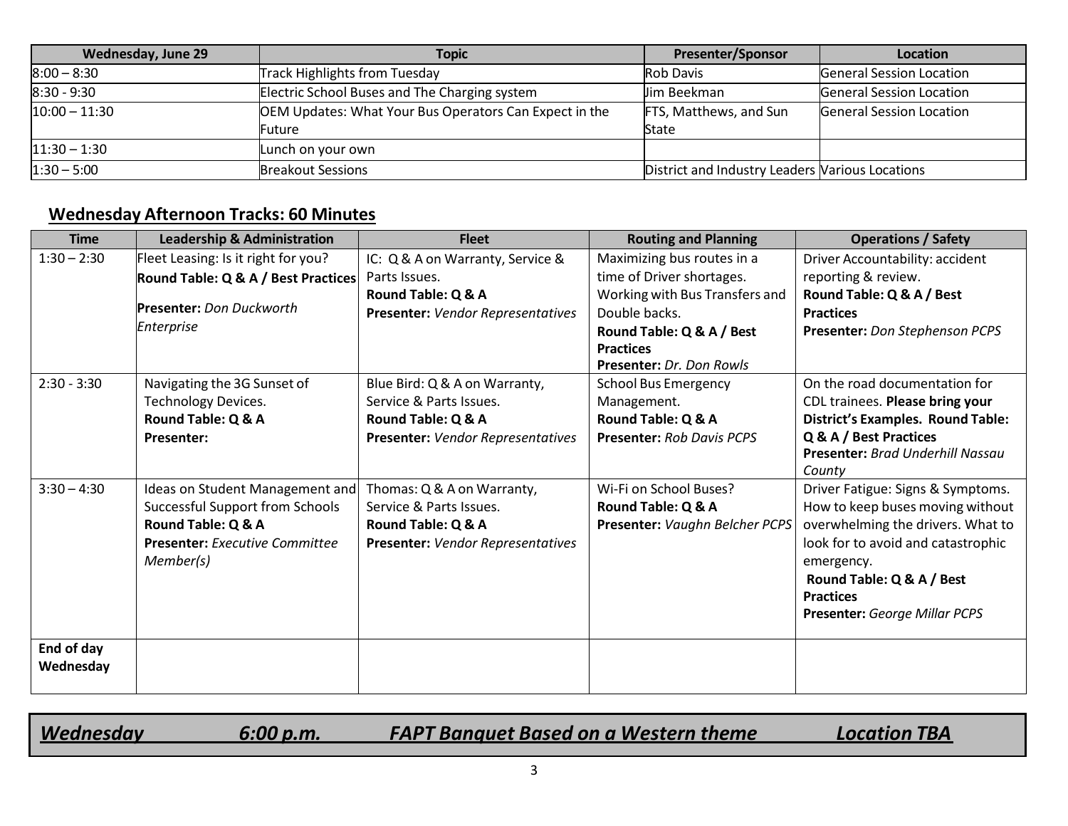| Wednesday, June 29 | Topic | Presenter/Sponsor | Location |
|---|---|---|---|
| 8:00 – 8:30 | Track Highlights from Tuesday | Rob Davis | General Session Location |
| 8:30 - 9:30 | Electric School Buses and The Charging system | Jim Beekman | General Session Location |
| 10:00 – 11:30 | OEM Updates: What Your Bus Operators Can Expect in the Future | FTS, Matthews, and Sun State | General Session Location |
| 11:30 – 1:30 | Lunch on your own | | |
| 1:30 – 5:00 | Breakout Sessions | District and Industry Leaders | Various Locations |

## Wednesday Afternoon Tracks: 60 Minutes

| Time | Leadership & Administration | Fleet | Routing and Planning | Operations / Safety |
|---|---|---|---|---|
| 1:30 – 2:30 | Fleet Leasing: Is it right for you? **Round Table: Q & A / Best Practices** **Presenter:** *Don Duckworth Enterprise* | IC: Q & A on Warranty, Service & Parts Issues. **Round Table: Q & A** **Presenter:** *Vendor Representatives* | Maximizing bus routes in a time of Driver shortages. Working with Bus Transfers and Double backs. **Round Table: Q & A / Best Practices** **Presenter:** *Dr. Don Rowls* | Driver Accountability: accident reporting & review. **Round Table: Q & A / Best Practices** **Presenter:** *Don Stephenson PCPS* |
| 2:30 - 3:30 | Navigating the 3G Sunset of Technology Devices. **Round Table: Q & A** **Presenter:** | Blue Bird: Q & A on Warranty, Service & Parts Issues. **Round Table: Q & A** **Presenter:** *Vendor Representatives* | School Bus Emergency Management. **Round Table: Q & A** **Presenter:** *Rob Davis PCPS* | On the road documentation for CDL trainees. **Please bring your District's Examples. Round Table: Q & A / Best Practices** **Presenter:** *Brad Underhill Nassau County* |
| 3:30 – 4:30 | Ideas on Student Management and Successful Support from Schools **Round Table: Q & A** **Presenter:** *Executive Committee Member(s)* | Thomas: Q & A on Warranty, Service & Parts Issues. **Round Table: Q & A** **Presenter:** *Vendor Representatives* | Wi-Fi on School Buses? **Round Table: Q & A** **Presenter:** *Vaughn Belcher PCPS* | Driver Fatigue: Signs & Symptoms. How to keep buses moving without overwhelming the drivers. What to look for to avoid and catastrophic emergency. **Round Table: Q & A / Best Practices** **Presenter:** *George Millar PCPS* |
| **End of day Wednesday** | | | | |

***Wednesday 6:00 p.m. FAPT Banquet Based on a Western theme Location TBA***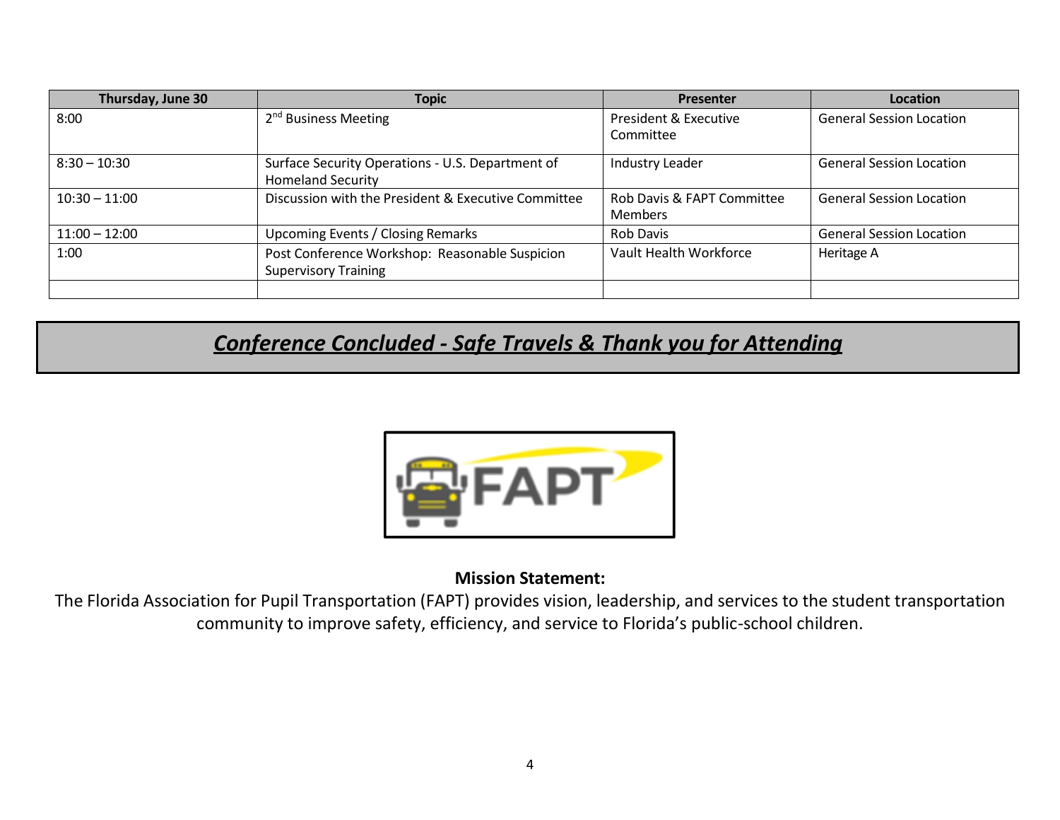| Thursday, June 30 | Topic | Presenter | Location |
|---|---|---|---|
| 8:00 | 2nd Business Meeting | President & Executive Committee | General Session Location |
| 8:30 – 10:30 | Surface Security Operations - U.S. Department of Homeland Security | Industry Leader | General Session Location |
| 10:30 – 11:00 | Discussion with the President & Executive Committee | Rob Davis & FAPT Committee Members | General Session Location |
| 11:00 – 12:00 | Upcoming Events / Closing Remarks | Rob Davis | General Session Location |
| 1:00 | Post Conference Workshop: Reasonable Suspicion Supervisory Training | Vault Health Workforce | Heritage A |
| | | | |

## ***Conference Concluded - Safe Travels & Thank you for Attending***

FAPT

**Mission Statement:**

The Florida Association for Pupil Transportation (FAPT) provides vision, leadership, and services to the student transportation community to improve safety, efficiency, and service to Florida's public-school children.